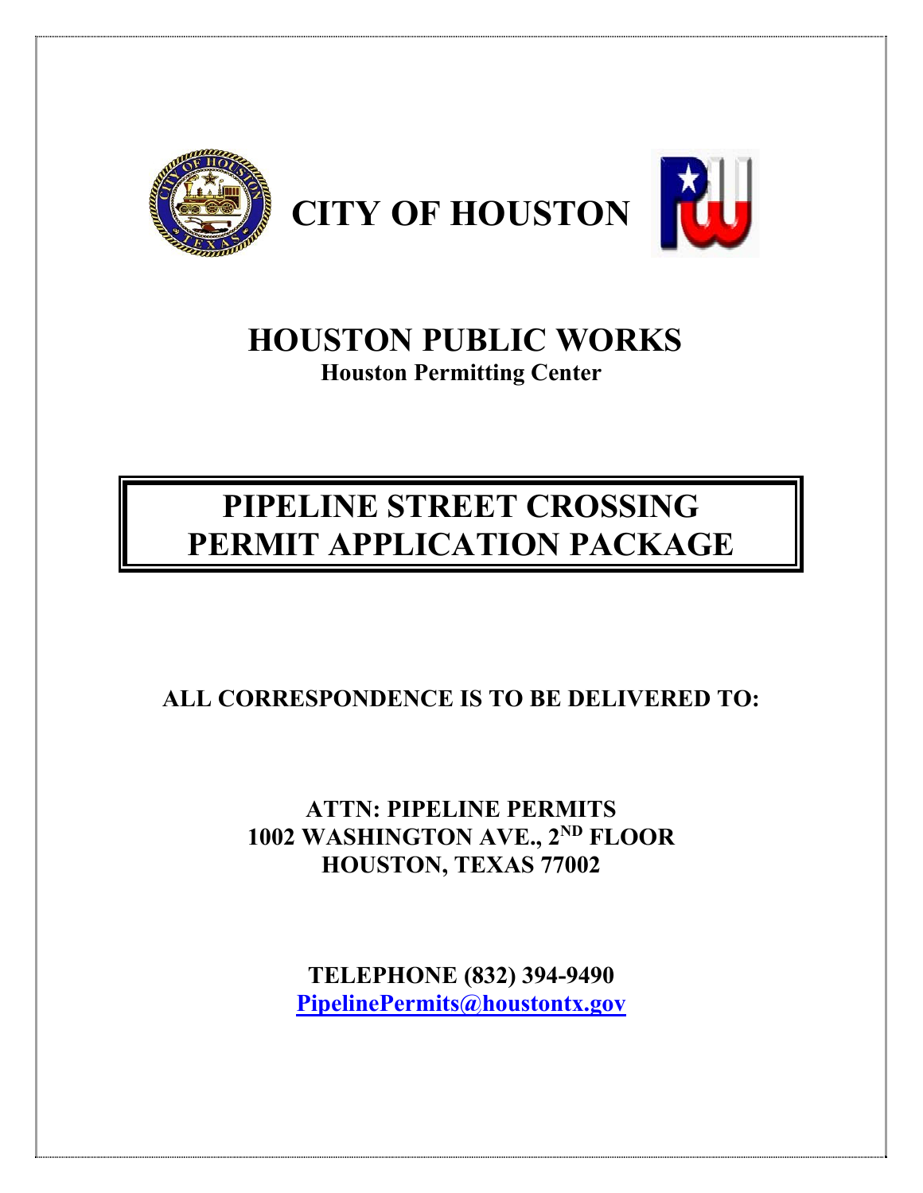# CITY OF HOUSTON

## HOUSTON PUBLIC WORKS

**Houston Permitting Center**

# PIPELINE STREET CROSSING PERMIT APPLICATION PACKAGE

**ALL CORRESPONDENCE IS TO BE DELIVERED TO:**

**ATTN: PIPELINE PERMITS**
**1002 WASHINGTON AVE., 2ND FLOOR**
**HOUSTON, TEXAS 77002**

**TELEPHONE (832) 394-9490**
**PipelinePermits@houstontx.gov**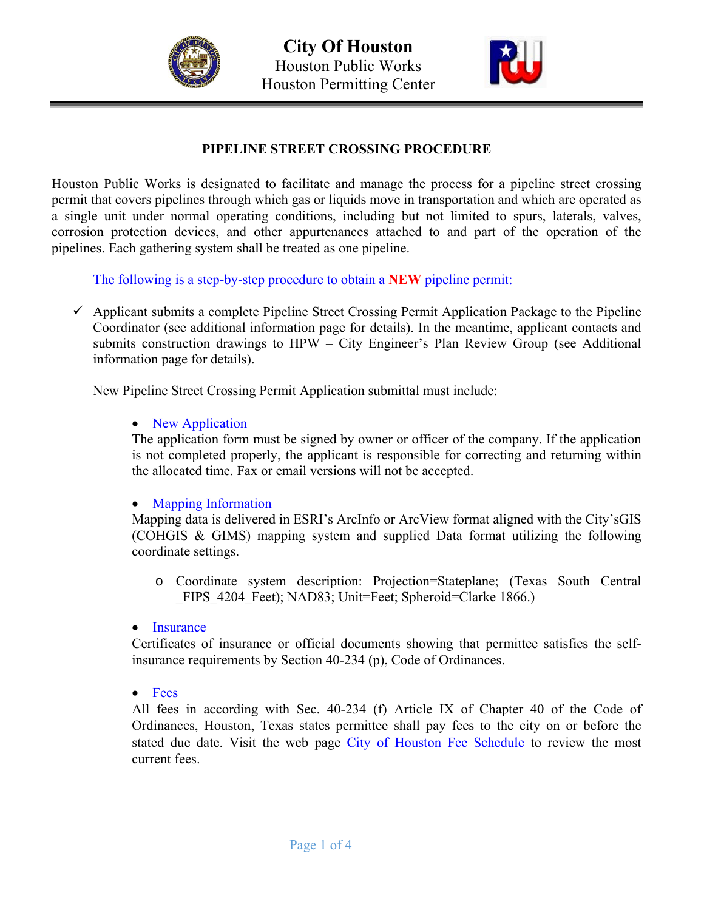# City Of Houston
Houston Public Works
Houston Permitting Center

## PIPELINE STREET CROSSING PROCEDURE

Houston Public Works is designated to facilitate and manage the process for a pipeline street crossing permit that covers pipelines through which gas or liquids move in transportation and which are operated as a single unit under normal operating conditions, including but not limited to spurs, laterals, valves, corrosion protection devices, and other appurtenances attached to and part of the operation of the pipelines. Each gathering system shall be treated as one pipeline.

The following is a step-by-step procedure to obtain a **NEW** pipeline permit:

- ✓ Applicant submits a complete Pipeline Street Crossing Permit Application Package to the Pipeline Coordinator (see additional information page for details). In the meantime, applicant contacts and submits construction drawings to HPW – City Engineer's Plan Review Group (see Additional information page for details).

  New Pipeline Street Crossing Permit Application submittal must include:

  - New Application
    The application form must be signed by owner or officer of the company. If the application is not completed properly, the applicant is responsible for correcting and returning within the allocated time. Fax or email versions will not be accepted.

  - Mapping Information
    Mapping data is delivered in ESRI's ArcInfo or ArcView format aligned with the City'sGIS (COHGIS & GIMS) mapping system and supplied Data format utilizing the following coordinate settings.

    - Coordinate system description: Projection=Stateplane; (Texas South Central _FIPS_4204_Feet); NAD83; Unit=Feet; Spheroid=Clarke 1866.)

  - Insurance
    Certificates of insurance or official documents showing that permittee satisfies the self-insurance requirements by Section 40-234 (p), Code of Ordinances.

  - Fees
    All fees in according with Sec. 40-234 (f) Article IX of Chapter 40 of the Code of Ordinances, Houston, Texas states permittee shall pay fees to the city on or before the stated due date. Visit the web page City of Houston Fee Schedule to review the most current fees.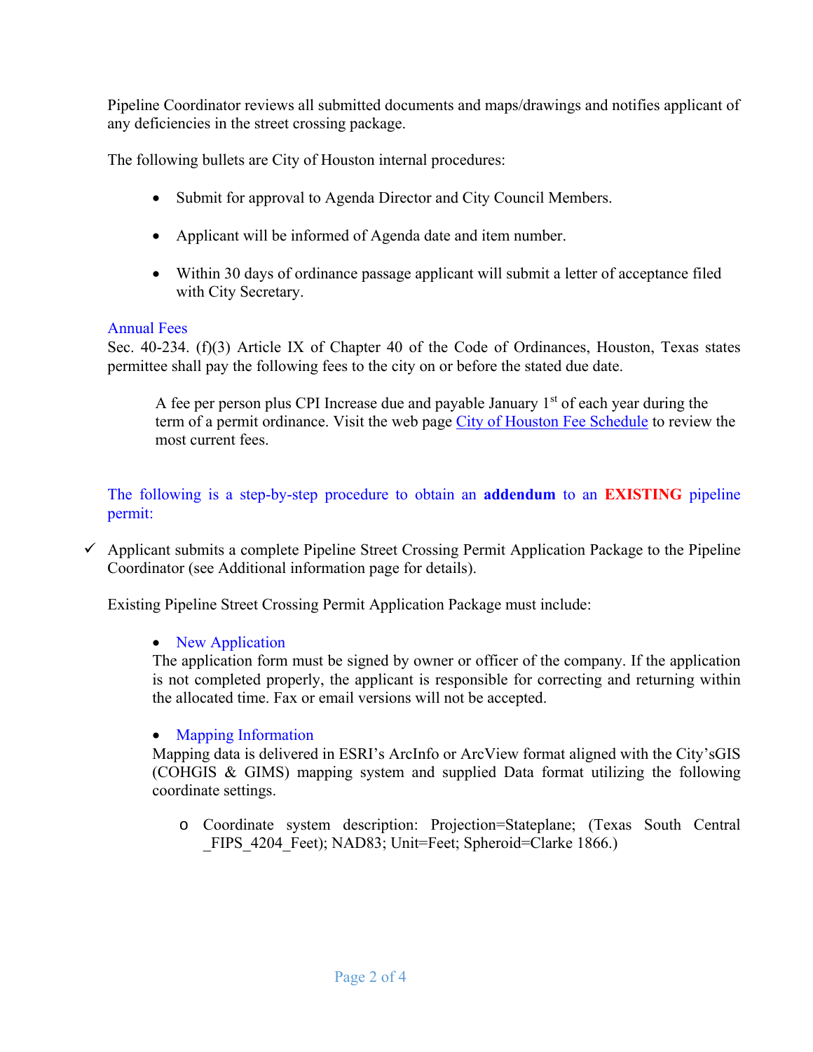Pipeline Coordinator reviews all submitted documents and maps/drawings and notifies applicant of any deficiencies in the street crossing package.

The following bullets are City of Houston internal procedures:

- Submit for approval to Agenda Director and City Council Members.
- Applicant will be informed of Agenda date and item number.
- Within 30 days of ordinance passage applicant will submit a letter of acceptance filed with City Secretary.

### Annual Fees

Sec. 40-234. (f)(3) Article IX of Chapter 40 of the Code of Ordinances, Houston, Texas states permittee shall pay the following fees to the city on or before the stated due date.

> A fee per person plus CPI Increase due and payable January 1st of each year during the term of a permit ordinance. Visit the web page City of Houston Fee Schedule to review the most current fees.

### The following is a step-by-step procedure to obtain an **addendum** to an **EXISTING** pipeline permit:

✓ Applicant submits a complete Pipeline Street Crossing Permit Application Package to the Pipeline Coordinator (see Additional information page for details).

Existing Pipeline Street Crossing Permit Application Package must include:

- New Application

  The application form must be signed by owner or officer of the company. If the application is not completed properly, the applicant is responsible for correcting and returning within the allocated time. Fax or email versions will not be accepted.

- Mapping Information

  Mapping data is delivered in ESRI's ArcInfo or ArcView format aligned with the City'sGIS (COHGIS & GIMS) mapping system and supplied Data format utilizing the following coordinate settings.

  - Coordinate system description: Projection=Stateplane; (Texas South Central _FIPS_4204_Feet); NAD83; Unit=Feet; Spheroid=Clarke 1866.)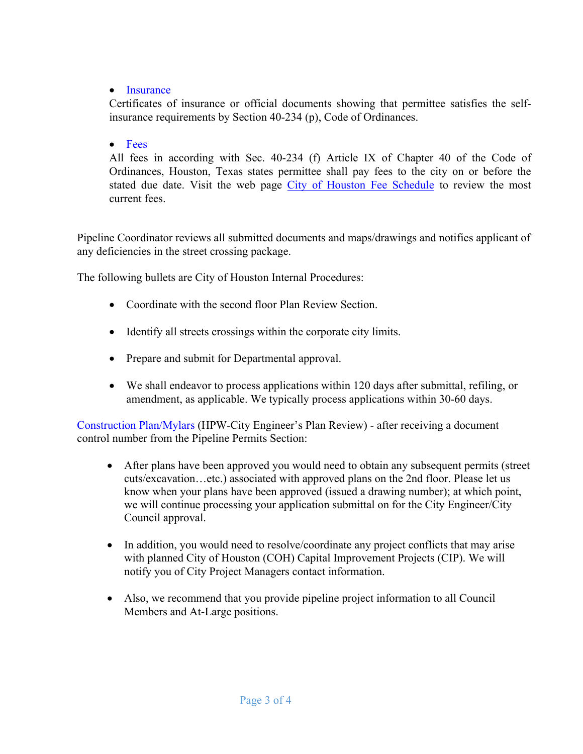- Insurance

  Certificates of insurance or official documents showing that permittee satisfies the self-insurance requirements by Section 40-234 (p), Code of Ordinances.

- Fees

  All fees in according with Sec. 40-234 (f) Article IX of Chapter 40 of the Code of Ordinances, Houston, Texas states permittee shall pay fees to the city on or before the stated due date. Visit the web page City of Houston Fee Schedule to review the most current fees.

Pipeline Coordinator reviews all submitted documents and maps/drawings and notifies applicant of any deficiencies in the street crossing package.

The following bullets are City of Houston Internal Procedures:

- Coordinate with the second floor Plan Review Section.
- Identify all streets crossings within the corporate city limits.
- Prepare and submit for Departmental approval.
- We shall endeavor to process applications within 120 days after submittal, refiling, or amendment, as applicable. We typically process applications within 30-60 days.

Construction Plan/Mylars (HPW-City Engineer's Plan Review) - after receiving a document control number from the Pipeline Permits Section:

- After plans have been approved you would need to obtain any subsequent permits (street cuts/excavation…etc.) associated with approved plans on the 2nd floor. Please let us know when your plans have been approved (issued a drawing number); at which point, we will continue processing your application submittal on for the City Engineer/City Council approval.
- In addition, you would need to resolve/coordinate any project conflicts that may arise with planned City of Houston (COH) Capital Improvement Projects (CIP). We will notify you of City Project Managers contact information.
- Also, we recommend that you provide pipeline project information to all Council Members and At-Large positions.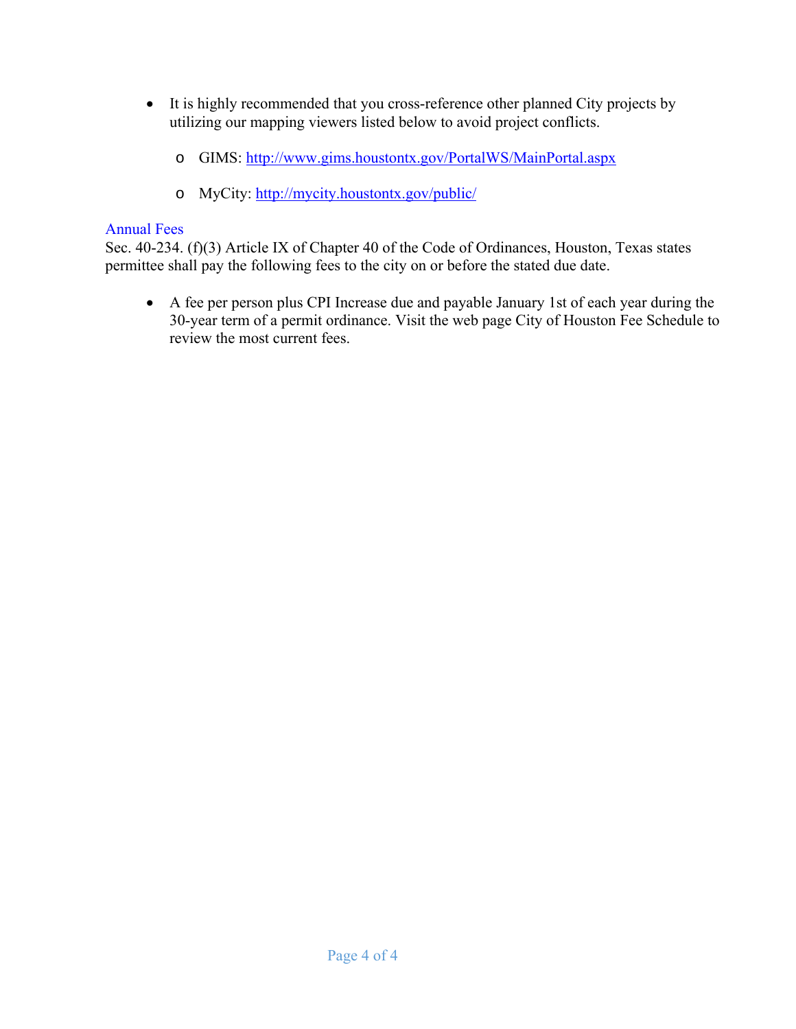- It is highly recommended that you cross-reference other planned City projects by utilizing our mapping viewers listed below to avoid project conflicts.
  - GIMS: http://www.gims.houstontx.gov/PortalWS/MainPortal.aspx
  - MyCity: http://mycity.houstontx.gov/public/

## Annual Fees

Sec. 40-234. (f)(3) Article IX of Chapter 40 of the Code of Ordinances, Houston, Texas states permittee shall pay the following fees to the city on or before the stated due date.

- A fee per person plus CPI Increase due and payable January 1st of each year during the 30-year term of a permit ordinance. Visit the web page City of Houston Fee Schedule to review the most current fees.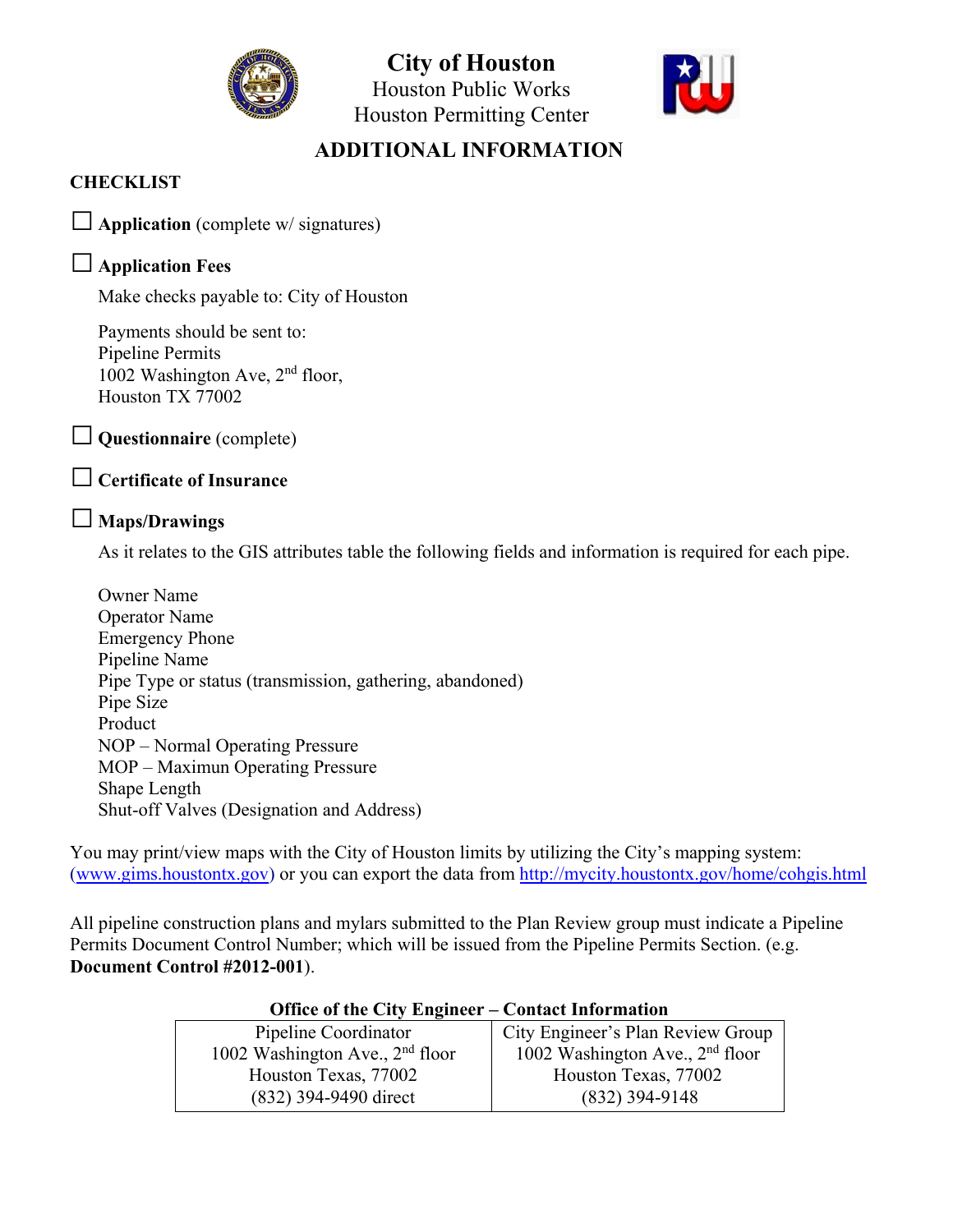# City of Houston

Houston Public Works

Houston Permitting Center

## ADDITIONAL INFORMATION

### CHECKLIST

☐ **Application** (complete w/ signatures)

☐ **Application Fees**

Make checks payable to: City of Houston

Payments should be sent to:
Pipeline Permits
1002 Washington Ave, 2nd floor,
Houston TX 77002

☐ **Questionnaire** (complete)

☐ **Certificate of Insurance**

☐ **Maps/Drawings**

As it relates to the GIS attributes table the following fields and information is required for each pipe.

Owner Name
Operator Name
Emergency Phone
Pipeline Name
Pipe Type or status (transmission, gathering, abandoned)
Pipe Size
Product
NOP – Normal Operating Pressure
MOP – Maximun Operating Pressure
Shape Length
Shut-off Valves (Designation and Address)

You may print/view maps with the City of Houston limits by utilizing the City's mapping system: (www.gims.houstontx.gov) or you can export the data from http://mycity.houstontx.gov/home/cohgis.html

All pipeline construction plans and mylars submitted to the Plan Review group must indicate a Pipeline Permits Document Control Number; which will be issued from the Pipeline Permits Section. (e.g. **Document Control #2012-001**).

**Office of the City Engineer – Contact Information**

| Pipeline Coordinator | City Engineer's Plan Review Group |
|---|---|
| 1002 Washington Ave., 2nd floor | 1002 Washington Ave., 2nd floor |
| Houston Texas, 77002 | Houston Texas, 77002 |
| (832) 394-9490 direct | (832) 394-9148 |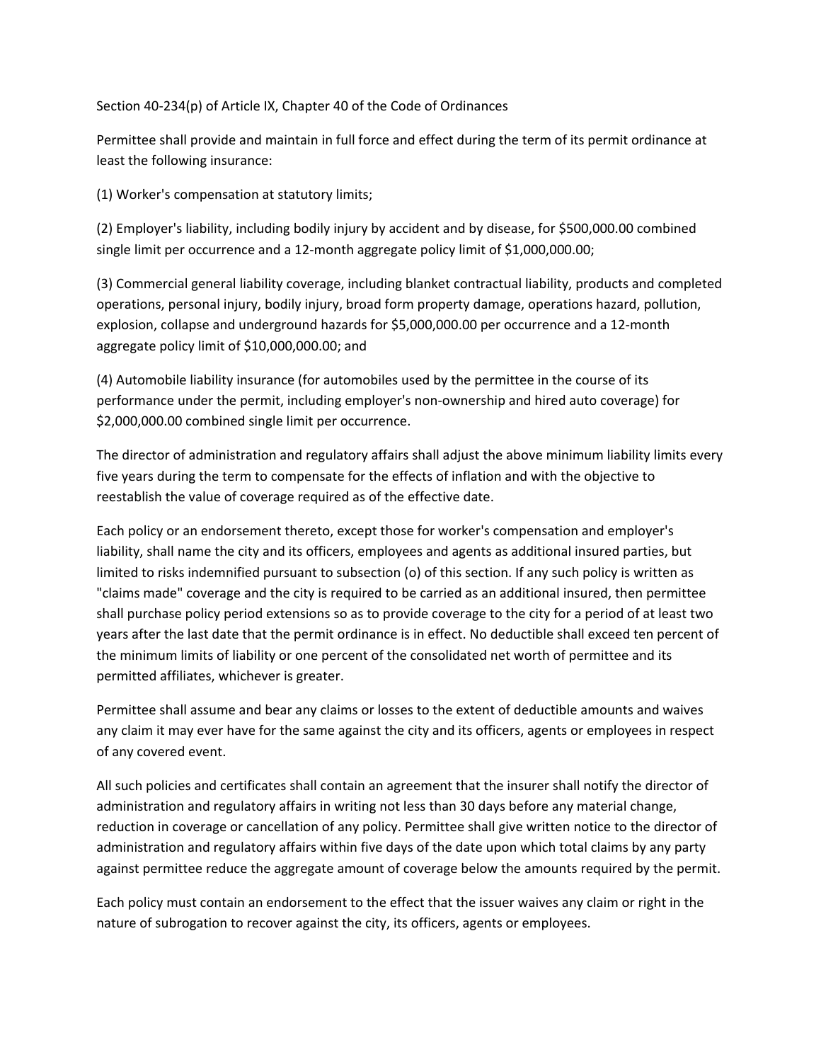Section 40-234(p) of Article IX, Chapter 40 of the Code of Ordinances

Permittee shall provide and maintain in full force and effect during the term of its permit ordinance at least the following insurance:

(1) Worker's compensation at statutory limits;

(2) Employer's liability, including bodily injury by accident and by disease, for $500,000.00 combined single limit per occurrence and a 12-month aggregate policy limit of $1,000,000.00;

(3) Commercial general liability coverage, including blanket contractual liability, products and completed operations, personal injury, bodily injury, broad form property damage, operations hazard, pollution, explosion, collapse and underground hazards for $5,000,000.00 per occurrence and a 12-month aggregate policy limit of $10,000,000.00; and

(4) Automobile liability insurance (for automobiles used by the permittee in the course of its performance under the permit, including employer's non-ownership and hired auto coverage) for $2,000,000.00 combined single limit per occurrence.

The director of administration and regulatory affairs shall adjust the above minimum liability limits every five years during the term to compensate for the effects of inflation and with the objective to reestablish the value of coverage required as of the effective date.

Each policy or an endorsement thereto, except those for worker's compensation and employer's liability, shall name the city and its officers, employees and agents as additional insured parties, but limited to risks indemnified pursuant to subsection (o) of this section. If any such policy is written as "claims made" coverage and the city is required to be carried as an additional insured, then permittee shall purchase policy period extensions so as to provide coverage to the city for a period of at least two years after the last date that the permit ordinance is in effect. No deductible shall exceed ten percent of the minimum limits of liability or one percent of the consolidated net worth of permittee and its permitted affiliates, whichever is greater.

Permittee shall assume and bear any claims or losses to the extent of deductible amounts and waives any claim it may ever have for the same against the city and its officers, agents or employees in respect of any covered event.

All such policies and certificates shall contain an agreement that the insurer shall notify the director of administration and regulatory affairs in writing not less than 30 days before any material change, reduction in coverage or cancellation of any policy. Permittee shall give written notice to the director of administration and regulatory affairs within five days of the date upon which total claims by any party against permittee reduce the aggregate amount of coverage below the amounts required by the permit.

Each policy must contain an endorsement to the effect that the issuer waives any claim or right in the nature of subrogation to recover against the city, its officers, agents or employees.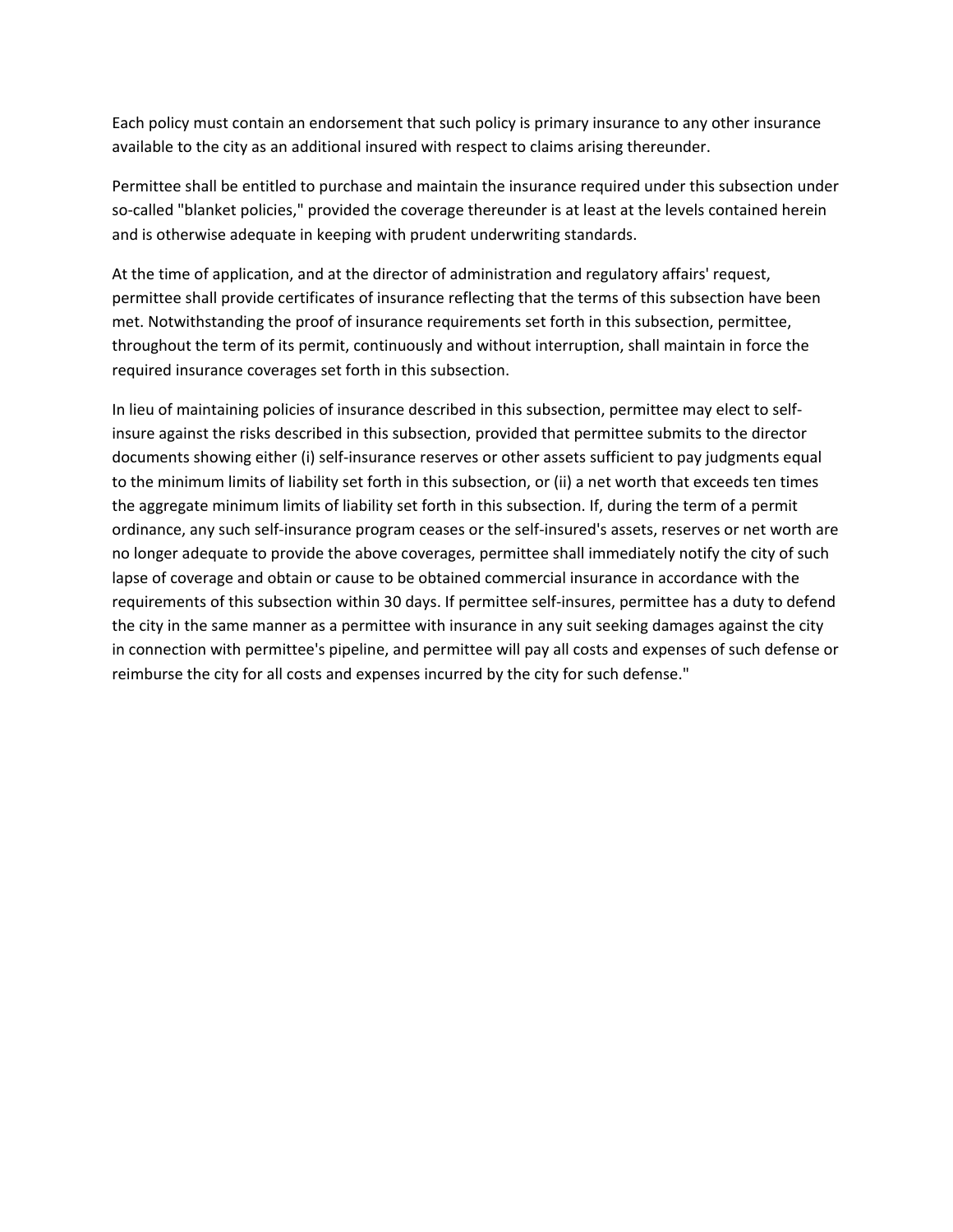Each policy must contain an endorsement that such policy is primary insurance to any other insurance available to the city as an additional insured with respect to claims arising thereunder.

Permittee shall be entitled to purchase and maintain the insurance required under this subsection under so-called "blanket policies," provided the coverage thereunder is at least at the levels contained herein and is otherwise adequate in keeping with prudent underwriting standards.

At the time of application, and at the director of administration and regulatory affairs' request, permittee shall provide certificates of insurance reflecting that the terms of this subsection have been met. Notwithstanding the proof of insurance requirements set forth in this subsection, permittee, throughout the term of its permit, continuously and without interruption, shall maintain in force the required insurance coverages set forth in this subsection.

In lieu of maintaining policies of insurance described in this subsection, permittee may elect to self-insure against the risks described in this subsection, provided that permittee submits to the director documents showing either (i) self-insurance reserves or other assets sufficient to pay judgments equal to the minimum limits of liability set forth in this subsection, or (ii) a net worth that exceeds ten times the aggregate minimum limits of liability set forth in this subsection. If, during the term of a permit ordinance, any such self-insurance program ceases or the self-insured's assets, reserves or net worth are no longer adequate to provide the above coverages, permittee shall immediately notify the city of such lapse of coverage and obtain or cause to be obtained commercial insurance in accordance with the requirements of this subsection within 30 days. If permittee self-insures, permittee has a duty to defend the city in the same manner as a permittee with insurance in any suit seeking damages against the city in connection with permittee's pipeline, and permittee will pay all costs and expenses of such defense or reimburse the city for all costs and expenses incurred by the city for such defense."